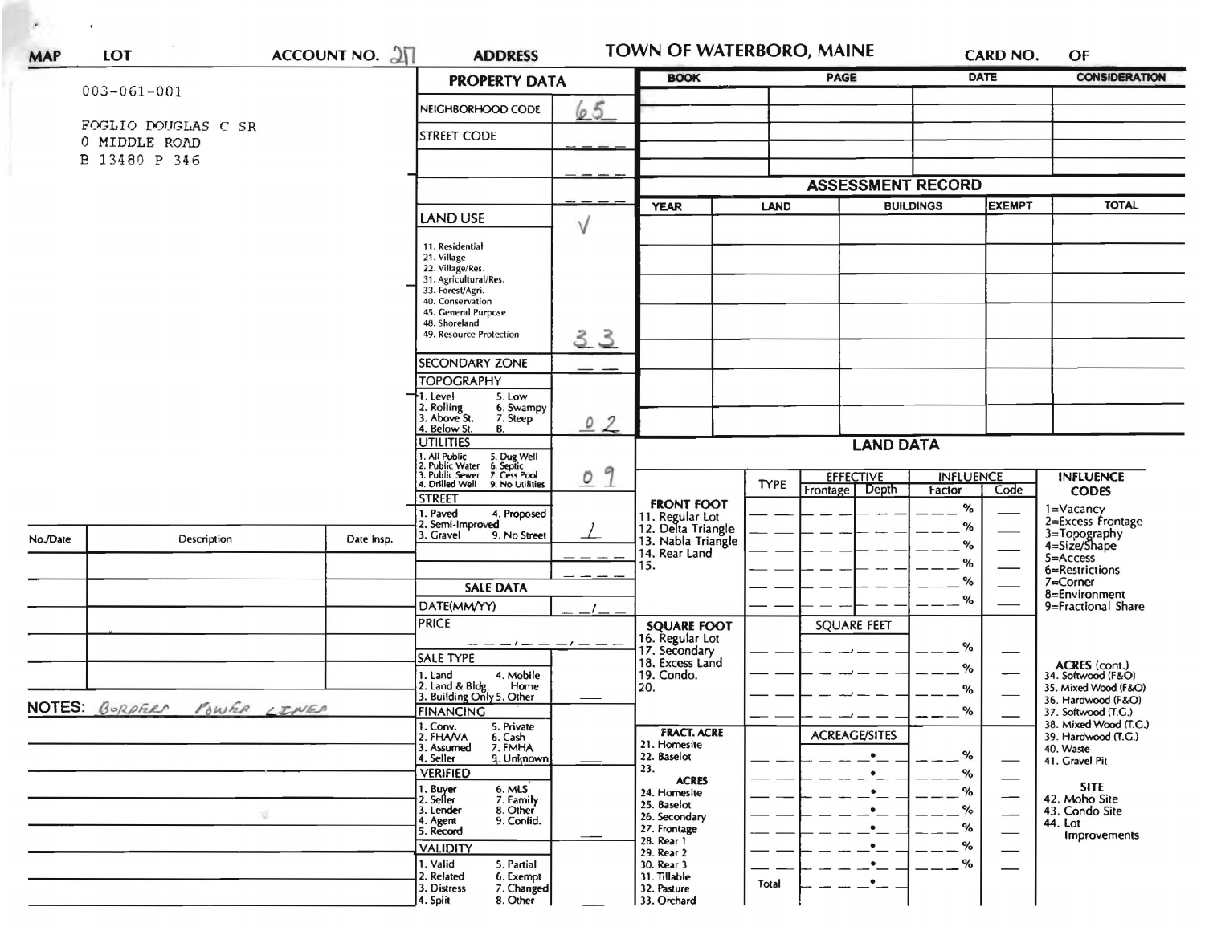| MAP | LOT | ACCOUNT NO. 217 | ADDRESS | TOWN OF WATERBORO, MAINE | CARD NO. | OF |
|---|---|---|---|---|---|---|

003-061-001

FOGLIO DOUGLAS C SR
0 MIDDLE ROAD
B 13480 P 346

## PROPERTY DATA

| Field | Value |
|---|---|
| NEIGHBORHOOD CODE | 65 |
| STREET CODE | |
| LAND USE | √ 33 |
| SECONDARY ZONE | |
| TOPOGRAPHY | 02 |
| UTILITIES | 09 |
| STREET | 1 |

LAND USE: 11. Residential, 21. Village, 22. Village/Res., 31. Agricultural/Res., 33. Forest/Agri., 40. Conservation, 45. General Purpose, 48. Shoreland, 49. Resource Protection

TOPOGRAPHY: 1. Level, 2. Rolling, 3. Above St., 4. Below St., 5. Low, 6. Swampy, 7. Steep, 8.

UTILITIES: 1. All Public, 2. Public Water, 3. Public Sewer, 4. Drilled Well, 5. Dug Well, 6. Septic, 7. Cess Pool, 9. No Utilities

STREET: 1. Paved, 2. Semi-Improved, 3. Gravel, 4. Proposed, 9. No Street

## SALE DATA

| Field | Value |
|---|---|
| DATE(MM/YY) | |
| PRICE | |
| SALE TYPE | |
| FINANCING | |
| VERIFIED | |
| VALIDITY | |

SALE TYPE: 1. Land, 2. Land & Bldg., 3. Building Only, 4. Mobile Home, 5. Other

FINANCING: 1. Conv., 2. FHA/VA, 3. Assumed, 4. Seller, 5. Private, 6. Cash, 7. FMHA, 9. Unknown

VERIFIED: 1. Buyer, 2. Seller, 3. Lender, 4. Agent, 5. Record, 6. MLS, 7. Family, 8. Other, 9. Confid.

VALIDITY: 1. Valid, 2. Related, 3. Distress, 4. Split, 5. Partial, 6. Exempt, 7. Changed, 8. Other

| BOOK | PAGE | DATE | CONSIDERATION |
|---|---|---|---|
| | | | |
| | | | |
| | | | |
| | | | |

## ASSESSMENT RECORD

| YEAR | LAND | BUILDINGS | EXEMPT | TOTAL |
|---|---|---|---|---|
| | | | | |
| | | | | |
| | | | | |
| | | | | |
| | | | | |
| | | | | |
| | | | | |

## LAND DATA

| | TYPE | EFFECTIVE Frontage | EFFECTIVE Depth | INFLUENCE Factor | INFLUENCE Code |
|---|---|---|---|---|---|
| FRONT FOOT: 11. Regular Lot, 12. Delta Triangle, 13. Nabla Triangle, 14. Rear Land, 15. | | | | % | |
| SQUARE FOOT: 16. Regular Lot, 17. Secondary, 18. Excess Land, 19. Condo., 20. | | SQUARE FEET | | % | |
| FRACT. ACRE: 21. Homesite, 22. Baselot, 23. ACRES: 24. Homesite, 25. Baselot, 26. Secondary, 27. Frontage, 28. Rear 1, 29. Rear 2, 30. Rear 3, 31. Tillable, 32. Pasture, 33. Orchard | | ACREAGE/SITES | | % | |
| | Total | | | | |

INFLUENCE CODES: 1=Vacancy, 2=Excess Frontage, 3=Topography, 4=Size/Shape, 5=Access, 6=Restrictions, 7=Corner, 8=Environment, 9=Fractional Share

ACRES (cont.): 34. Softwood (F&O), 35. Mixed Wood (F&O), 36. Hardwood (F&O), 37. Softwood (T.G.), 38. Mixed Wood (T.G.), 39. Hardwood (T.G.), 40. Waste, 41. Gravel Pit

SITE: 42. Moho Site, 43. Condo Site, 44. Lot Improvements

| No./Date | Description | Date Insp. |
|---|---|---|
| | | |
| | | |
| | | |
| | | |
| | | |

NOTES: BORDERS POWER LINES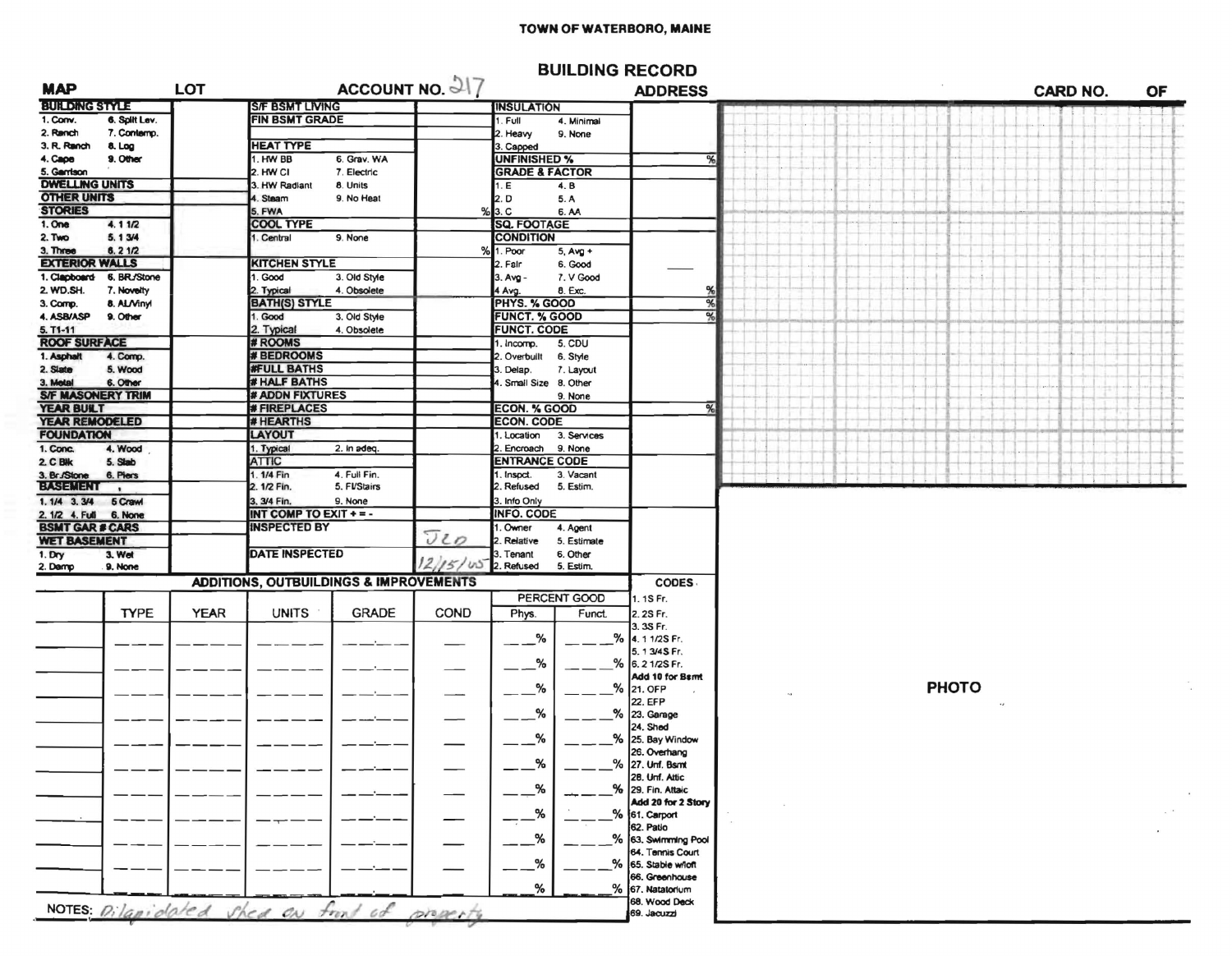**TOWN OF WATERBORO, MAINE**

## BUILDING RECORD

**MAP** | **LOT** | **ACCOUNT NO.** 217 | **ADDRESS** | **CARD NO.** | **OF**

| | | | | | |
|---|---|---|---|---|---|
| **BUILDING STYLE** 1. Conv. 2. Ranch 3. R. Ranch 4. Cape 5. Garrison 6. Split Lev. 7. Contemp. 8. Log 9. Other | | **S/F BSMT LIVING** | | **INSULATION** 1. Full 2. Heavy 3. Capped 4. Minimal 9. None | |
| **DWELLING UNITS** | | **FIN BSMT GRADE** | | | |
| **OTHER UNITS** | | **HEAT TYPE** 1. HW BB 2. HW CI 3. HW Radiant 4. Steam 5. FWA 6. Grav. WA 7. Electric 8. Units 9. No Heat | % | **UNFINISHED %** | % |
| **STORIES** 1. One 2. Two 3. Three 4. 1 1/2 5. 1 3/4 6. 2 1/2 | | | | **GRADE & FACTOR** 1. E 2. D 3. C 4. B 5. A 6. AA | |
| | | **COOL TYPE** 1. Central 9. None | % | **SQ. FOOTAGE** | |
| **EXTERIOR WALLS** 1. Clapboard 2. WD.SH. 3. Comp. 4. ASB/ASP 5. T1-11 6. BR./Stone 7. Novelty 8. AL/Vinyl 9. Other | | **KITCHEN STYLE** 1. Good 2. Typical 3. Old Style 4. Obsolete | | **CONDITION** 1. Poor 2. Fair 3. Avg - 4 Avg. 5. Avg + 6. Good 7. V Good 8. Exc. | ___ |
| | | **BATH(S) STYLE** 1. Good 2. Typical 3. Old Style 4. Obsolete | | **PHYS. % GOOD** | % |
| | | | | **FUNCT. % GOOD** | % |
| **ROOF SURFACE** 1. Asphalt 2. Slate 3. Metal 4. Comp. 5. Wood 6. Other | | **# ROOMS** | | **FUNCT. CODE** 1. Incomp. 2. Overbuilt 3. Delap. 4. Small Size 5. CDU 6. Style 7. Layout 8. Other 9. None | |
| | | **# BEDROOMS** | | | |
| | | **#FULL BATHS** | | | |
| | | **# HALF BATHS** | | | |
| **S/F MASONERY TRIM** | | **# ADDN FIXTURES** | | | |
| **YEAR BUILT** | | **# FIREPLACES** | | **ECON. % GOOD** | % |
| **YEAR REMODELED** | | **# HEARTHS** | | **ECON. CODE** 1. Location 2. Encroach 3. Services 9. None | |
| **FOUNDATION** 1. Conc. 2. C Blk 3. Br./Stone 4. Wood 5. Slab 6. Piers | | **LAYOUT** 1. Typical 2. In adeq. | | | |
| | | **ATTIC** 1. 1/4 Fin 2. 1/2 Fin. 3. 3/4 Fin. 4. Full Fin. 5. Fl/Stairs 9. None | | **ENTRANCE CODE** 1. Inspct. 2. Refused 3. Info Only 3. Vacant 5. Estim. | |
| **BASEMENT** 1. 1/4 2. 1/2 3. 3/4 4. Full 5 Crawl 6. None | | **INT COMP TO EXIT + = -** | | **INFO. CODE** 1. Owner 2. Relative 3. Tenant 4. Agent 5. Estimate 6. Other | |
| **BSMT GAR # CARS** | | **INSPECTED BY** | JLD | | |
| **WET BASEMENT** 1. Dry 2. Damp 3. Wet 9. None | | **DATE INSPECTED** | 12/15/05 | 2. Refused 5. Estim. | |

### ADDITIONS, OUTBUILDINGS & IMPROVEMENTS

| | TYPE | YEAR | UNITS | GRADE | COND | PERCENT GOOD Phys. | Funct. |
|---|---|---|---|---|---|---|---|
| | | | | | | % | % |
| | | | | | | % | % |
| | | | | | | % | % |
| | | | | | | % | % |
| | | | | | | % | % |
| | | | | | | % | % |
| | | | | | | % | % |
| | | | | | | % | % |
| | | | | | | % | % |
| | | | | | | % | % |
| | | | | | | % | % |

NOTES: Dilapidated shed on front of property

**CODES**
1. 1S Fr.
2. 2S Fr.
3. 3S Fr.
4. 1 1/2S Fr.
5. 1 3/4S Fr.
6. 2 1/2S Fr.

**Add 10 for Bsmt**
21. OFP
22. EFP
23. Garage
24. Shed
25. Bay Window
26. Overhang
27. Unf. Bsmt
28. Unf. Attic
29. Fin. Attaic

**Add 20 for 2 Story**
61. Carport
62. Patio
63. Swimming Pool
64. Tennis Court
65. Stable w/loft
66. Greenhouse
67. Natatorium
68. Wood Deck
69. Jacuzzi

PHOTO